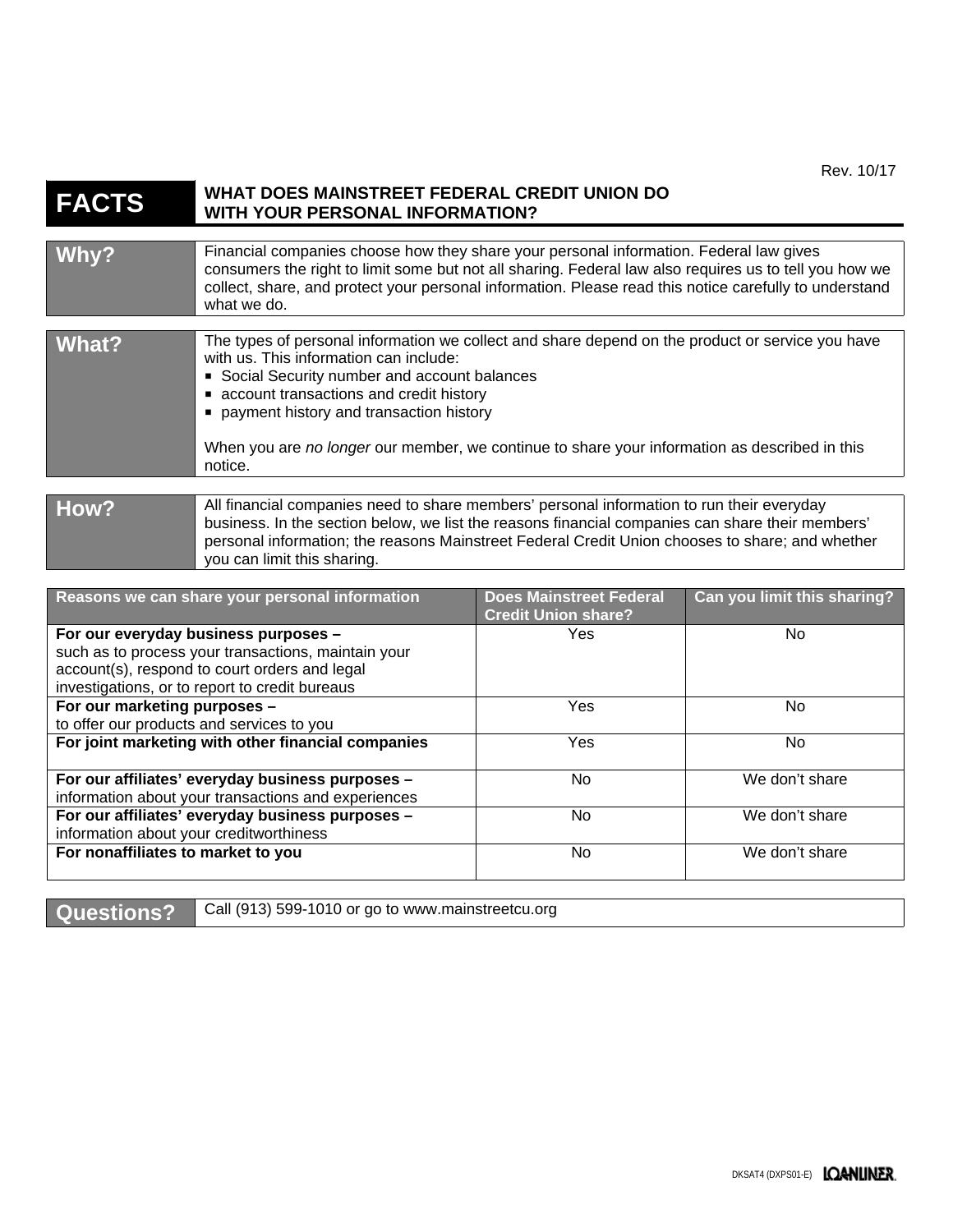Rev. 10/17

# FACTS — WHAT DOES MAINSTREET FEDERAL CREDIT UNION DO WITH YOUR PERSONAL INFORMATION?

| | |
|---|---|
| **Why?** | Financial companies choose how they share your personal information. Federal law gives consumers the right to limit some but not all sharing. Federal law also requires us to tell you how we collect, share, and protect your personal information. Please read this notice carefully to understand what we do. |
| **What?** | The types of personal information we collect and share depend on the product or service you have with us. This information can include:<br>▪ Social Security number and account balances<br>▪ account transactions and credit history<br>▪ payment history and transaction history<br><br>When you are *no longer* our member, we continue to share your information as described in this notice. |
| **How?** | All financial companies need to share members' personal information to run their everyday business. In the section below, we list the reasons financial companies can share their members' personal information; the reasons Mainstreet Federal Credit Union chooses to share; and whether you can limit this sharing. |

| Reasons we can share your personal information | Does Mainstreet Federal Credit Union share? | Can you limit this sharing? |
|---|---|---|
| **For our everyday business purposes –** such as to process your transactions, maintain your account(s), respond to court orders and legal investigations, or to report to credit bureaus | Yes | No |
| **For our marketing purposes –** to offer our products and services to you | Yes | No |
| **For joint marketing with other financial companies** | Yes | No |
| **For our affiliates' everyday business purposes –** information about your transactions and experiences | No | We don't share |
| **For our affiliates' everyday business purposes –** information about your creditworthiness | No | We don't share |
| **For nonaffiliates to market to you** | No | We don't share |

| | |
|---|---|
| **Questions?** | Call (913) 599-1010 or go to www.mainstreetcu.org |

DKSAT4 (DXPS01-E) LOANLINER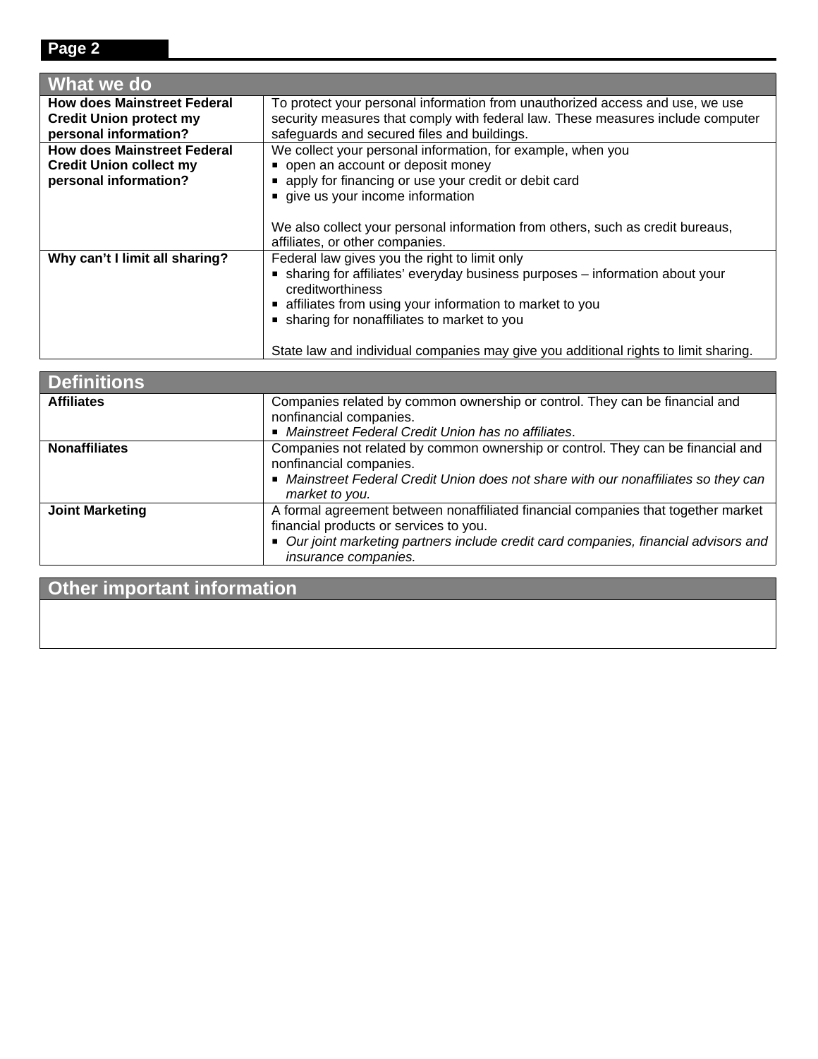| What we do | |
|---|---|
| **How does Mainstreet Federal Credit Union protect my personal information?** | To protect your personal information from unauthorized access and use, we use security measures that comply with federal law. These measures include computer safeguards and secured files and buildings. |
| **How does Mainstreet Federal Credit Union collect my personal information?** | We collect your personal information, for example, when you<br>▪ open an account or deposit money<br>▪ apply for financing or use your credit or debit card<br>▪ give us your income information<br><br>We also collect your personal information from others, such as credit bureaus, affiliates, or other companies. |
| **Why can't I limit all sharing?** | Federal law gives you the right to limit only<br>▪ sharing for affiliates' everyday business purposes – information about your creditworthiness<br>▪ affiliates from using your information to market to you<br>▪ sharing for nonaffiliates to market to you<br><br>State law and individual companies may give you additional rights to limit sharing. |

| Definitions | |
|---|---|
| **Affiliates** | Companies related by common ownership or control. They can be financial and nonfinancial companies.<br>▪ *Mainstreet Federal Credit Union has no affiliates*. |
| **Nonaffiliates** | Companies not related by common ownership or control. They can be financial and nonfinancial companies.<br>▪ *Mainstreet Federal Credit Union does not share with our nonaffiliates so they can market to you.* |
| **Joint Marketing** | A formal agreement between nonaffiliated financial companies that together market financial products or services to you.<br>▪ *Our joint marketing partners include credit card companies, financial advisors and insurance companies.* |

## Other important information